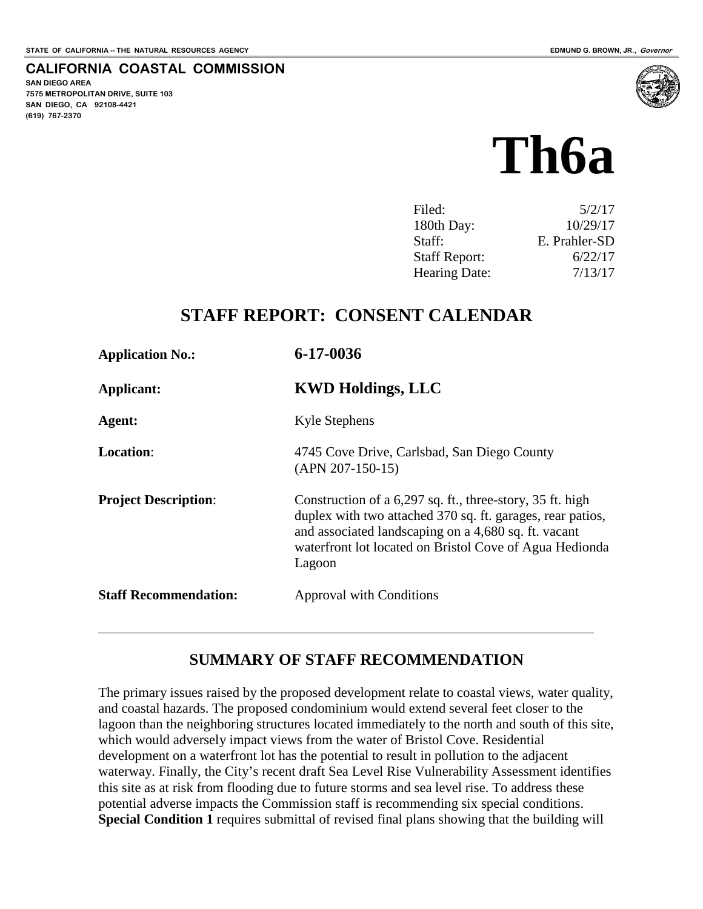STATE OF CALIFORNIA -- THE NATURAL RESOURCES AGENCY

EDMUND G. BROWN, JR., *Governor*

**CALIFORNIA COASTAL COMMISSION**

**SAN DIEGO AREA**
**7575 METROPOLITAN DRIVE, SUITE 103**
**SAN DIEGO, CA 92108-4421**
**(619) 767-2370**

# Th6a

| | |
|---|---|
| Filed: | 5/2/17 |
| 180th Day: | 10/29/17 |
| Staff: | E. Prahler-SD |
| Staff Report: | 6/22/17 |
| Hearing Date: | 7/13/17 |

## STAFF REPORT: CONSENT CALENDAR

| | |
|---|---|
| **Application No.:** | **6-17-0036** |
| **Applicant:** | **KWD Holdings, LLC** |
| **Agent:** | Kyle Stephens |
| **Location**: | 4745 Cove Drive, Carlsbad, San Diego County (APN 207-150-15) |
| **Project Description**: | Construction of a 6,297 sq. ft., three-story, 35 ft. high duplex with two attached 370 sq. ft. garages, rear patios, and associated landscaping on a 4,680 sq. ft. vacant waterfront lot located on Bristol Cove of Agua Hedionda Lagoon |
| **Staff Recommendation:** | Approval with Conditions |

---

## SUMMARY OF STAFF RECOMMENDATION

The primary issues raised by the proposed development relate to coastal views, water quality, and coastal hazards. The proposed condominium would extend several feet closer to the lagoon than the neighboring structures located immediately to the north and south of this site, which would adversely impact views from the water of Bristol Cove. Residential development on a waterfront lot has the potential to result in pollution to the adjacent waterway. Finally, the City's recent draft Sea Level Rise Vulnerability Assessment identifies this site as at risk from flooding due to future storms and sea level rise. To address these potential adverse impacts the Commission staff is recommending six special conditions. **Special Condition 1** requires submittal of revised final plans showing that the building will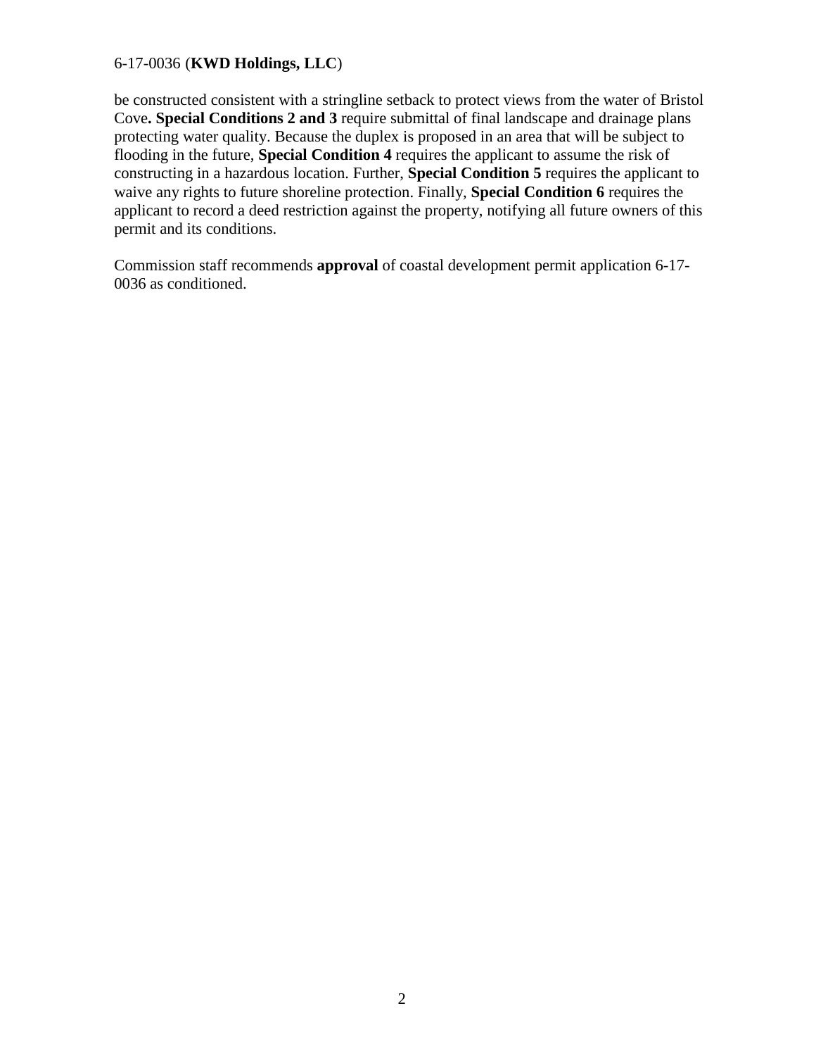be constructed consistent with a stringline setback to protect views from the water of Bristol Cove**. Special Conditions 2 and 3** require submittal of final landscape and drainage plans protecting water quality. Because the duplex is proposed in an area that will be subject to flooding in the future, **Special Condition 4** requires the applicant to assume the risk of constructing in a hazardous location. Further, **Special Condition 5** requires the applicant to waive any rights to future shoreline protection. Finally, **Special Condition 6** requires the applicant to record a deed restriction against the property, notifying all future owners of this permit and its conditions.

Commission staff recommends **approval** of coastal development permit application 6-17-0036 as conditioned.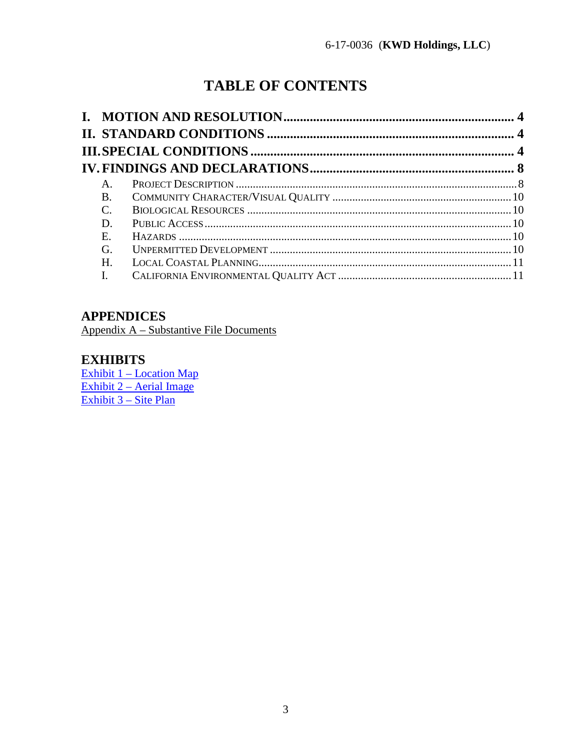# TABLE OF CONTENTS

**I. MOTION AND RESOLUTION** ........ **4**
**II. STANDARD CONDITIONS** ........ **4**
**III. SPECIAL CONDITIONS** ........ **4**
**IV. FINDINGS AND DECLARATIONS** ........ **8**

- A. PROJECT DESCRIPTION ........ 8
- B. COMMUNITY CHARACTER/VISUAL QUALITY ........ 10
- C. BIOLOGICAL RESOURCES ........ 10
- D. PUBLIC ACCESS ........ 10
- E. HAZARDS ........ 10
- G. UNPERMITTED DEVELOPMENT ........ 10
- H. LOCAL COASTAL PLANNING ........ 11
- I. CALIFORNIA ENVIRONMENTAL QUALITY ACT ........ 11

## APPENDICES

Appendix A – Substantive File Documents

## EXHIBITS

Exhibit 1 – Location Map
Exhibit 2 – Aerial Image
Exhibit 3 – Site Plan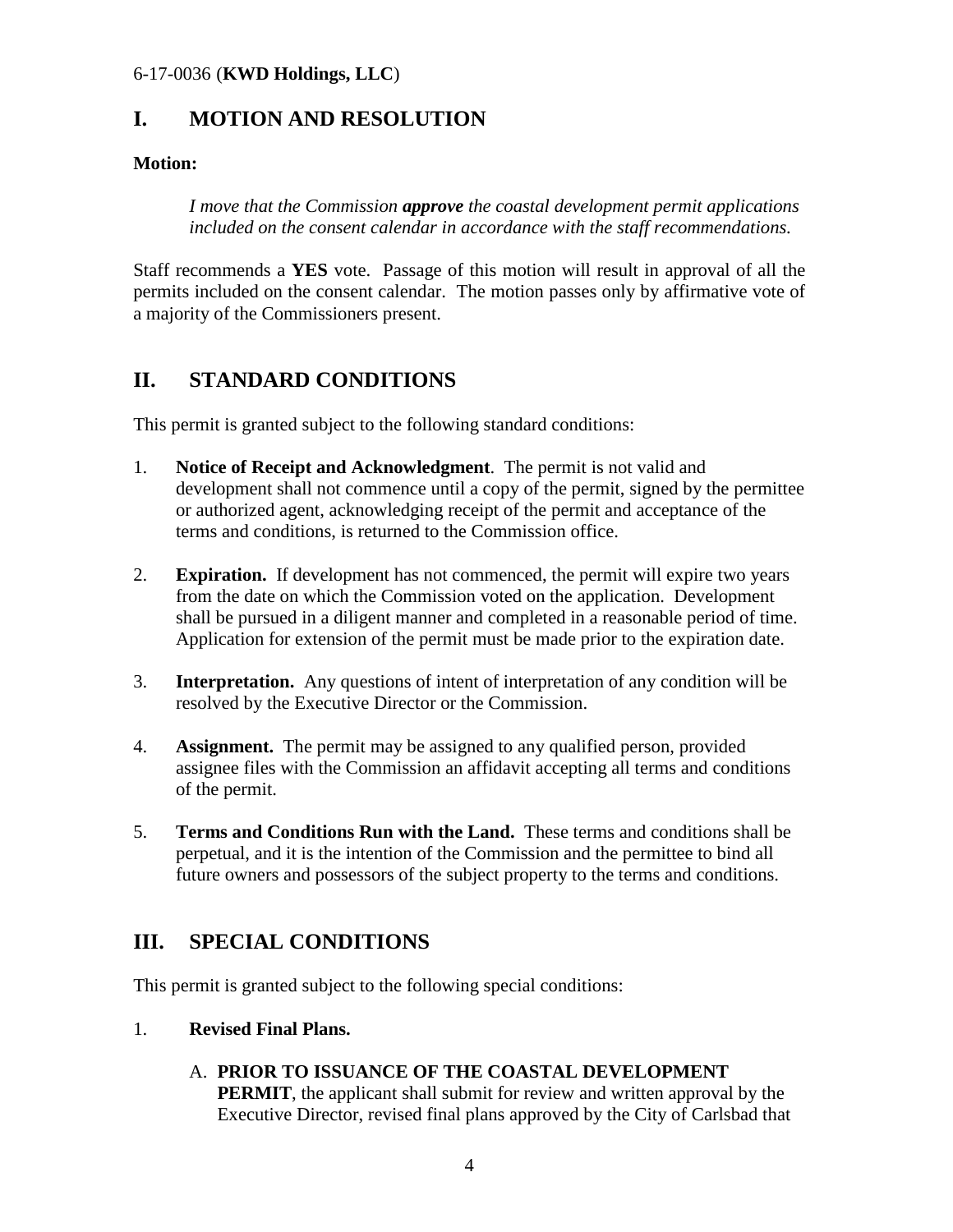## I. MOTION AND RESOLUTION

**Motion:**

> *I move that the Commission* ***approve*** *the coastal development permit applications included on the consent calendar in accordance with the staff recommendations.*

Staff recommends a **YES** vote. Passage of this motion will result in approval of all the permits included on the consent calendar. The motion passes only by affirmative vote of a majority of the Commissioners present.

## II. STANDARD CONDITIONS

This permit is granted subject to the following standard conditions:

1. **Notice of Receipt and Acknowledgment**. The permit is not valid and development shall not commence until a copy of the permit, signed by the permittee or authorized agent, acknowledging receipt of the permit and acceptance of the terms and conditions, is returned to the Commission office.

2. **Expiration.** If development has not commenced, the permit will expire two years from the date on which the Commission voted on the application. Development shall be pursued in a diligent manner and completed in a reasonable period of time. Application for extension of the permit must be made prior to the expiration date.

3. **Interpretation.** Any questions of intent of interpretation of any condition will be resolved by the Executive Director or the Commission.

4. **Assignment.** The permit may be assigned to any qualified person, provided assignee files with the Commission an affidavit accepting all terms and conditions of the permit.

5. **Terms and Conditions Run with the Land.** These terms and conditions shall be perpetual, and it is the intention of the Commission and the permittee to bind all future owners and possessors of the subject property to the terms and conditions.

## III. SPECIAL CONDITIONS

This permit is granted subject to the following special conditions:

1. **Revised Final Plans.**

   A. **PRIOR TO ISSUANCE OF THE COASTAL DEVELOPMENT PERMIT**, the applicant shall submit for review and written approval by the Executive Director, revised final plans approved by the City of Carlsbad that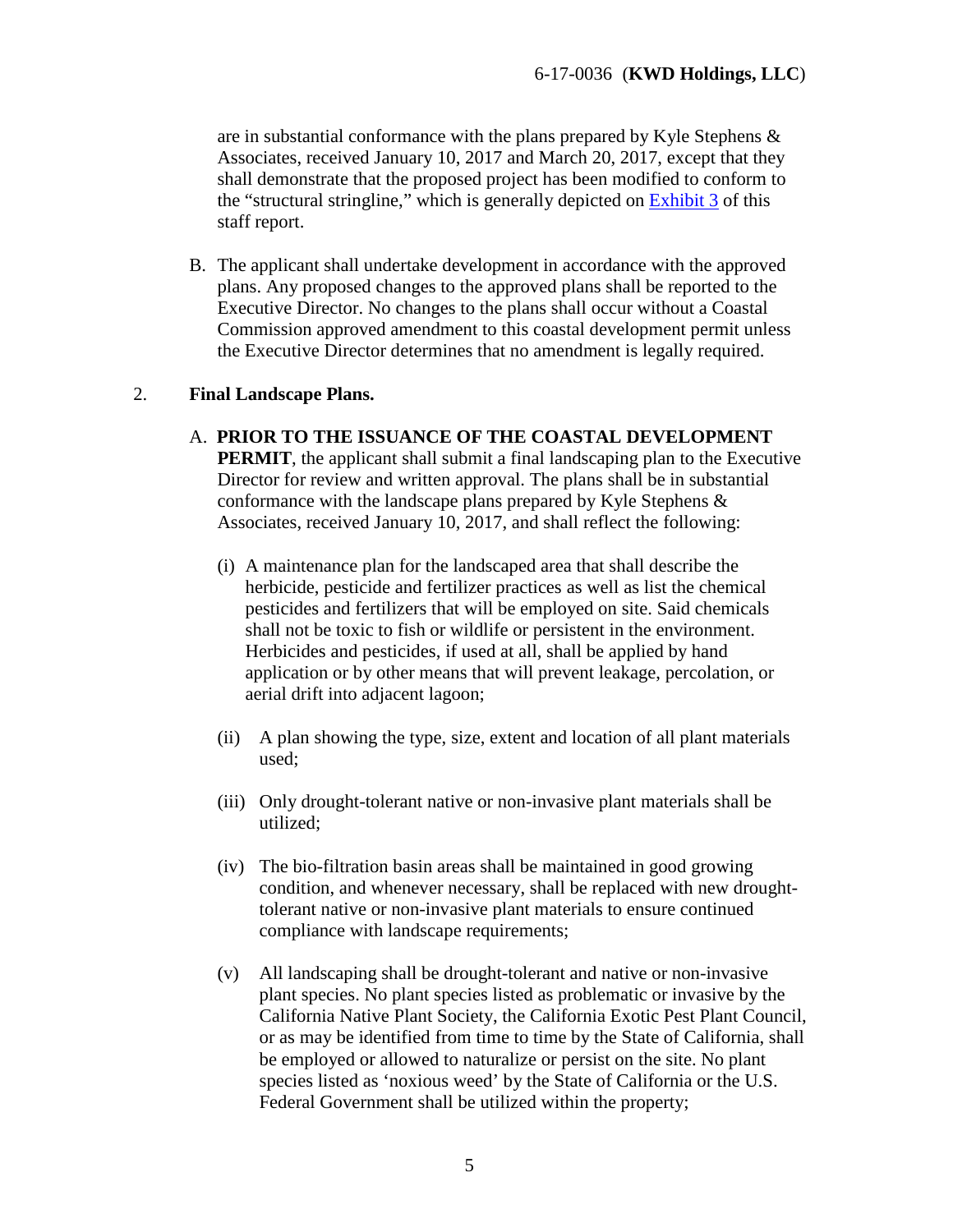are in substantial conformance with the plans prepared by Kyle Stephens & Associates, received January 10, 2017 and March 20, 2017, except that they shall demonstrate that the proposed project has been modified to conform to the "structural stringline," which is generally depicted on Exhibit 3 of this staff report.

B. The applicant shall undertake development in accordance with the approved plans. Any proposed changes to the approved plans shall be reported to the Executive Director. No changes to the plans shall occur without a Coastal Commission approved amendment to this coastal development permit unless the Executive Director determines that no amendment is legally required.

2. **Final Landscape Plans.**

A. **PRIOR TO THE ISSUANCE OF THE COASTAL DEVELOPMENT PERMIT**, the applicant shall submit a final landscaping plan to the Executive Director for review and written approval. The plans shall be in substantial conformance with the landscape plans prepared by Kyle Stephens & Associates, received January 10, 2017, and shall reflect the following:

(i) A maintenance plan for the landscaped area that shall describe the herbicide, pesticide and fertilizer practices as well as list the chemical pesticides and fertilizers that will be employed on site. Said chemicals shall not be toxic to fish or wildlife or persistent in the environment. Herbicides and pesticides, if used at all, shall be applied by hand application or by other means that will prevent leakage, percolation, or aerial drift into adjacent lagoon;

(ii) A plan showing the type, size, extent and location of all plant materials used;

(iii) Only drought-tolerant native or non-invasive plant materials shall be utilized;

(iv) The bio-filtration basin areas shall be maintained in good growing condition, and whenever necessary, shall be replaced with new drought-tolerant native or non-invasive plant materials to ensure continued compliance with landscape requirements;

(v) All landscaping shall be drought-tolerant and native or non-invasive plant species. No plant species listed as problematic or invasive by the California Native Plant Society, the California Exotic Pest Plant Council, or as may be identified from time to time by the State of California, shall be employed or allowed to naturalize or persist on the site. No plant species listed as 'noxious weed' by the State of California or the U.S. Federal Government shall be utilized within the property;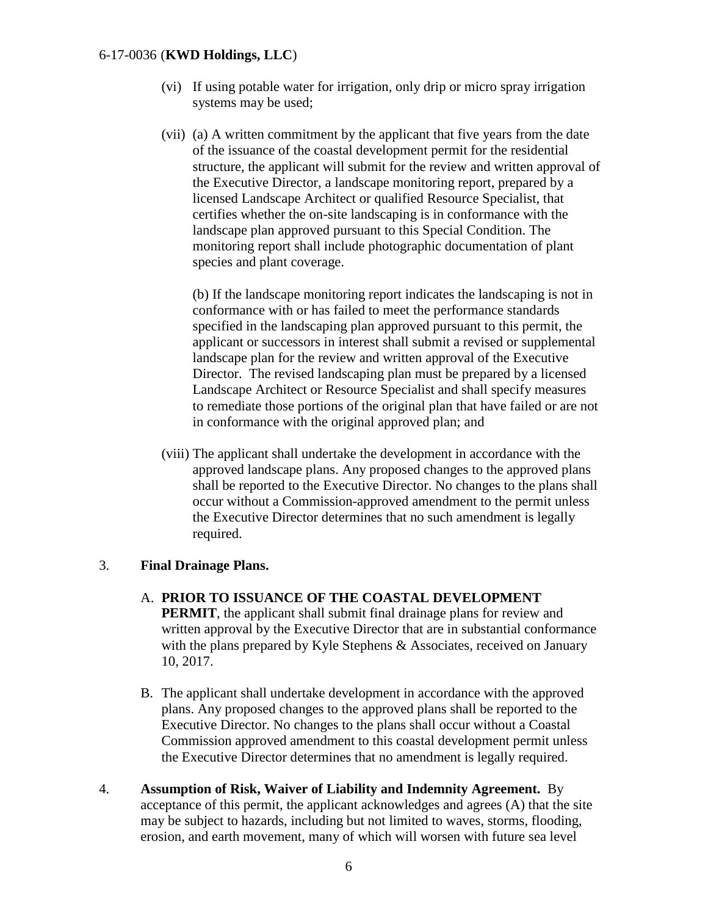(vi) If using potable water for irrigation, only drip or micro spray irrigation systems may be used;

(vii) (a) A written commitment by the applicant that five years from the date of the issuance of the coastal development permit for the residential structure, the applicant will submit for the review and written approval of the Executive Director, a landscape monitoring report, prepared by a licensed Landscape Architect or qualified Resource Specialist, that certifies whether the on-site landscaping is in conformance with the landscape plan approved pursuant to this Special Condition. The monitoring report shall include photographic documentation of plant species and plant coverage.

(b) If the landscape monitoring report indicates the landscaping is not in conformance with or has failed to meet the performance standards specified in the landscaping plan approved pursuant to this permit, the applicant or successors in interest shall submit a revised or supplemental landscape plan for the review and written approval of the Executive Director. The revised landscaping plan must be prepared by a licensed Landscape Architect or Resource Specialist and shall specify measures to remediate those portions of the original plan that have failed or are not in conformance with the original approved plan; and

(viii) The applicant shall undertake the development in accordance with the approved landscape plans. Any proposed changes to the approved plans shall be reported to the Executive Director. No changes to the plans shall occur without a Commission-approved amendment to the permit unless the Executive Director determines that no such amendment is legally required.

3. **Final Drainage Plans.**

A. **PRIOR TO ISSUANCE OF THE COASTAL DEVELOPMENT PERMIT**, the applicant shall submit final drainage plans for review and written approval by the Executive Director that are in substantial conformance with the plans prepared by Kyle Stephens & Associates, received on January 10, 2017.

B. The applicant shall undertake development in accordance with the approved plans. Any proposed changes to the approved plans shall be reported to the Executive Director. No changes to the plans shall occur without a Coastal Commission approved amendment to this coastal development permit unless the Executive Director determines that no amendment is legally required.

4. **Assumption of Risk, Waiver of Liability and Indemnity Agreement.** By acceptance of this permit, the applicant acknowledges and agrees (A) that the site may be subject to hazards, including but not limited to waves, storms, flooding, erosion, and earth movement, many of which will worsen with future sea level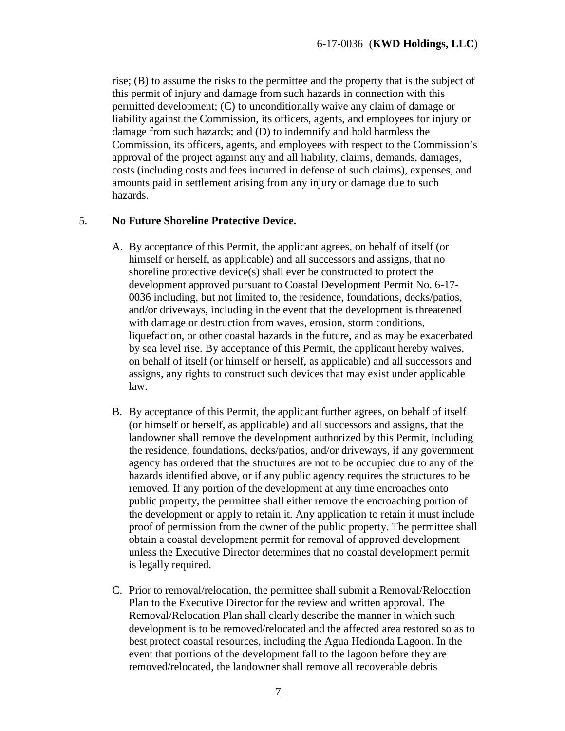rise; (B) to assume the risks to the permittee and the property that is the subject of this permit of injury and damage from such hazards in connection with this permitted development; (C) to unconditionally waive any claim of damage or liability against the Commission, its officers, agents, and employees for injury or damage from such hazards; and (D) to indemnify and hold harmless the Commission, its officers, agents, and employees with respect to the Commission's approval of the project against any and all liability, claims, demands, damages, costs (including costs and fees incurred in defense of such claims), expenses, and amounts paid in settlement arising from any injury or damage due to such hazards.

5. **No Future Shoreline Protective Device.**

   A. By acceptance of this Permit, the applicant agrees, on behalf of itself (or himself or herself, as applicable) and all successors and assigns, that no shoreline protective device(s) shall ever be constructed to protect the development approved pursuant to Coastal Development Permit No. 6-17-0036 including, but not limited to, the residence, foundations, decks/patios, and/or driveways, including in the event that the development is threatened with damage or destruction from waves, erosion, storm conditions, liquefaction, or other coastal hazards in the future, and as may be exacerbated by sea level rise. By acceptance of this Permit, the applicant hereby waives, on behalf of itself (or himself or herself, as applicable) and all successors and assigns, any rights to construct such devices that may exist under applicable law.

   B. By acceptance of this Permit, the applicant further agrees, on behalf of itself (or himself or herself, as applicable) and all successors and assigns, that the landowner shall remove the development authorized by this Permit, including the residence, foundations, decks/patios, and/or driveways, if any government agency has ordered that the structures are not to be occupied due to any of the hazards identified above, or if any public agency requires the structures to be removed. If any portion of the development at any time encroaches onto public property, the permittee shall either remove the encroaching portion of the development or apply to retain it. Any application to retain it must include proof of permission from the owner of the public property. The permittee shall obtain a coastal development permit for removal of approved development unless the Executive Director determines that no coastal development permit is legally required.

   C. Prior to removal/relocation, the permittee shall submit a Removal/Relocation Plan to the Executive Director for the review and written approval. The Removal/Relocation Plan shall clearly describe the manner in which such development is to be removed/relocated and the affected area restored so as to best protect coastal resources, including the Agua Hedionda Lagoon. In the event that portions of the development fall to the lagoon before they are removed/relocated, the landowner shall remove all recoverable debris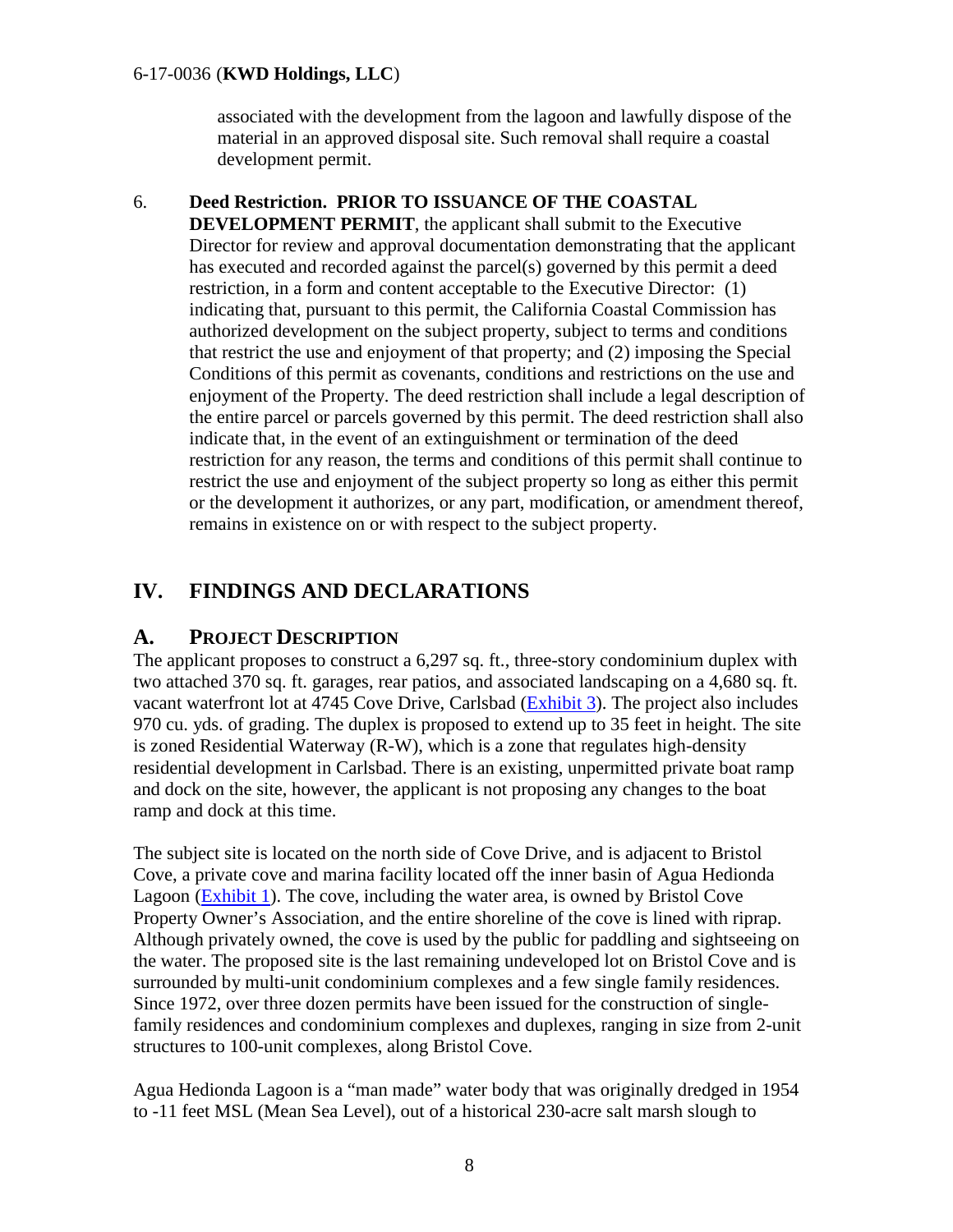associated with the development from the lagoon and lawfully dispose of the material in an approved disposal site. Such removal shall require a coastal development permit.

6. **Deed Restriction. PRIOR TO ISSUANCE OF THE COASTAL DEVELOPMENT PERMIT**, the applicant shall submit to the Executive Director for review and approval documentation demonstrating that the applicant has executed and recorded against the parcel(s) governed by this permit a deed restriction, in a form and content acceptable to the Executive Director: (1) indicating that, pursuant to this permit, the California Coastal Commission has authorized development on the subject property, subject to terms and conditions that restrict the use and enjoyment of that property; and (2) imposing the Special Conditions of this permit as covenants, conditions and restrictions on the use and enjoyment of the Property. The deed restriction shall include a legal description of the entire parcel or parcels governed by this permit. The deed restriction shall also indicate that, in the event of an extinguishment or termination of the deed restriction for any reason, the terms and conditions of this permit shall continue to restrict the use and enjoyment of the subject property so long as either this permit or the development it authorizes, or any part, modification, or amendment thereof, remains in existence on or with respect to the subject property.

## IV. FINDINGS AND DECLARATIONS

### A. PROJECT DESCRIPTION

The applicant proposes to construct a 6,297 sq. ft., three-story condominium duplex with two attached 370 sq. ft. garages, rear patios, and associated landscaping on a 4,680 sq. ft. vacant waterfront lot at 4745 Cove Drive, Carlsbad (Exhibit 3). The project also includes 970 cu. yds. of grading. The duplex is proposed to extend up to 35 feet in height. The site is zoned Residential Waterway (R-W), which is a zone that regulates high-density residential development in Carlsbad. There is an existing, unpermitted private boat ramp and dock on the site, however, the applicant is not proposing any changes to the boat ramp and dock at this time.

The subject site is located on the north side of Cove Drive, and is adjacent to Bristol Cove, a private cove and marina facility located off the inner basin of Agua Hedionda Lagoon (Exhibit 1). The cove, including the water area, is owned by Bristol Cove Property Owner's Association, and the entire shoreline of the cove is lined with riprap. Although privately owned, the cove is used by the public for paddling and sightseeing on the water. The proposed site is the last remaining undeveloped lot on Bristol Cove and is surrounded by multi-unit condominium complexes and a few single family residences. Since 1972, over three dozen permits have been issued for the construction of single-family residences and condominium complexes and duplexes, ranging in size from 2-unit structures to 100-unit complexes, along Bristol Cove.

Agua Hedionda Lagoon is a "man made" water body that was originally dredged in 1954 to -11 feet MSL (Mean Sea Level), out of a historical 230-acre salt marsh slough to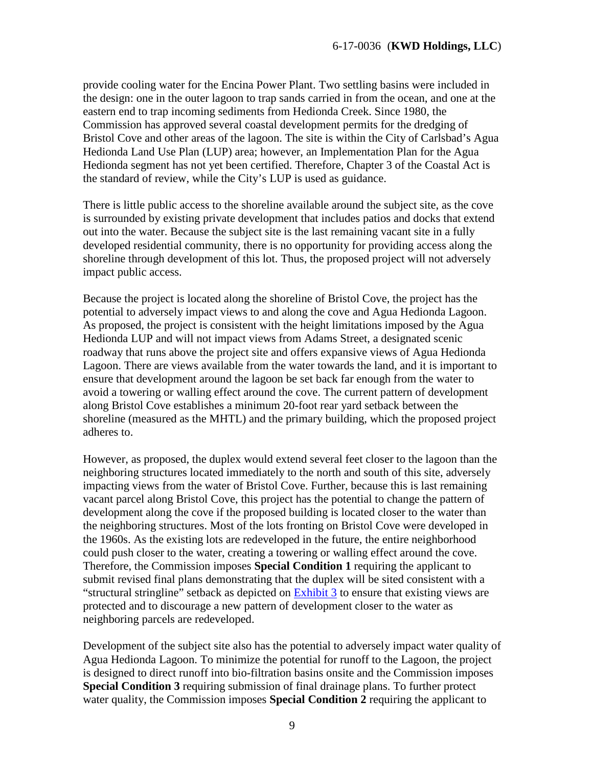provide cooling water for the Encina Power Plant. Two settling basins were included in the design: one in the outer lagoon to trap sands carried in from the ocean, and one at the eastern end to trap incoming sediments from Hedionda Creek. Since 1980, the Commission has approved several coastal development permits for the dredging of Bristol Cove and other areas of the lagoon. The site is within the City of Carlsbad's Agua Hedionda Land Use Plan (LUP) area; however, an Implementation Plan for the Agua Hedionda segment has not yet been certified. Therefore, Chapter 3 of the Coastal Act is the standard of review, while the City's LUP is used as guidance.

There is little public access to the shoreline available around the subject site, as the cove is surrounded by existing private development that includes patios and docks that extend out into the water. Because the subject site is the last remaining vacant site in a fully developed residential community, there is no opportunity for providing access along the shoreline through development of this lot. Thus, the proposed project will not adversely impact public access.

Because the project is located along the shoreline of Bristol Cove, the project has the potential to adversely impact views to and along the cove and Agua Hedionda Lagoon. As proposed, the project is consistent with the height limitations imposed by the Agua Hedionda LUP and will not impact views from Adams Street, a designated scenic roadway that runs above the project site and offers expansive views of Agua Hedionda Lagoon. There are views available from the water towards the land, and it is important to ensure that development around the lagoon be set back far enough from the water to avoid a towering or walling effect around the cove. The current pattern of development along Bristol Cove establishes a minimum 20-foot rear yard setback between the shoreline (measured as the MHTL) and the primary building, which the proposed project adheres to.

However, as proposed, the duplex would extend several feet closer to the lagoon than the neighboring structures located immediately to the north and south of this site, adversely impacting views from the water of Bristol Cove. Further, because this is last remaining vacant parcel along Bristol Cove, this project has the potential to change the pattern of development along the cove if the proposed building is located closer to the water than the neighboring structures. Most of the lots fronting on Bristol Cove were developed in the 1960s. As the existing lots are redeveloped in the future, the entire neighborhood could push closer to the water, creating a towering or walling effect around the cove. Therefore, the Commission imposes **Special Condition 1** requiring the applicant to submit revised final plans demonstrating that the duplex will be sited consistent with a "structural stringline" setback as depicted on Exhibit 3 to ensure that existing views are protected and to discourage a new pattern of development closer to the water as neighboring parcels are redeveloped.

Development of the subject site also has the potential to adversely impact water quality of Agua Hedionda Lagoon. To minimize the potential for runoff to the Lagoon, the project is designed to direct runoff into bio-filtration basins onsite and the Commission imposes **Special Condition 3** requiring submission of final drainage plans. To further protect water quality, the Commission imposes **Special Condition 2** requiring the applicant to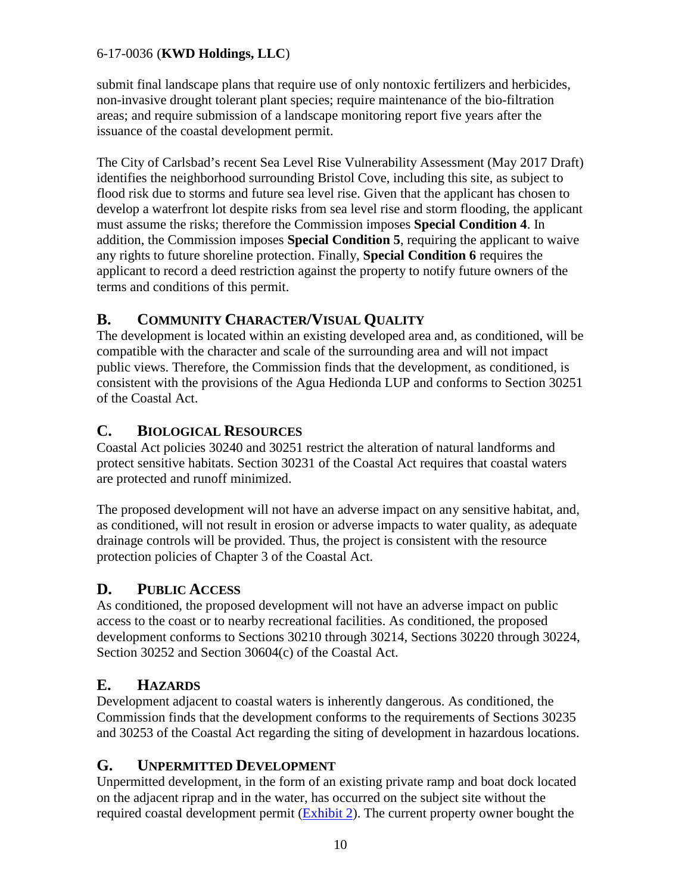submit final landscape plans that require use of only nontoxic fertilizers and herbicides, non-invasive drought tolerant plant species; require maintenance of the bio-filtration areas; and require submission of a landscape monitoring report five years after the issuance of the coastal development permit.

The City of Carlsbad's recent Sea Level Rise Vulnerability Assessment (May 2017 Draft) identifies the neighborhood surrounding Bristol Cove, including this site, as subject to flood risk due to storms and future sea level rise. Given that the applicant has chosen to develop a waterfront lot despite risks from sea level rise and storm flooding, the applicant must assume the risks; therefore the Commission imposes **Special Condition 4**. In addition, the Commission imposes **Special Condition 5**, requiring the applicant to waive any rights to future shoreline protection. Finally, **Special Condition 6** requires the applicant to record a deed restriction against the property to notify future owners of the terms and conditions of this permit.

## B. COMMUNITY CHARACTER/VISUAL QUALITY

The development is located within an existing developed area and, as conditioned, will be compatible with the character and scale of the surrounding area and will not impact public views. Therefore, the Commission finds that the development, as conditioned, is consistent with the provisions of the Agua Hedionda LUP and conforms to Section 30251 of the Coastal Act.

## C. BIOLOGICAL RESOURCES

Coastal Act policies 30240 and 30251 restrict the alteration of natural landforms and protect sensitive habitats. Section 30231 of the Coastal Act requires that coastal waters are protected and runoff minimized.

The proposed development will not have an adverse impact on any sensitive habitat, and, as conditioned, will not result in erosion or adverse impacts to water quality, as adequate drainage controls will be provided. Thus, the project is consistent with the resource protection policies of Chapter 3 of the Coastal Act.

## D. PUBLIC ACCESS

As conditioned, the proposed development will not have an adverse impact on public access to the coast or to nearby recreational facilities. As conditioned, the proposed development conforms to Sections 30210 through 30214, Sections 30220 through 30224, Section 30252 and Section 30604(c) of the Coastal Act.

## E. HAZARDS

Development adjacent to coastal waters is inherently dangerous. As conditioned, the Commission finds that the development conforms to the requirements of Sections 30235 and 30253 of the Coastal Act regarding the siting of development in hazardous locations.

## G. UNPERMITTED DEVELOPMENT

Unpermitted development, in the form of an existing private ramp and boat dock located on the adjacent riprap and in the water, has occurred on the subject site without the required coastal development permit (Exhibit 2). The current property owner bought the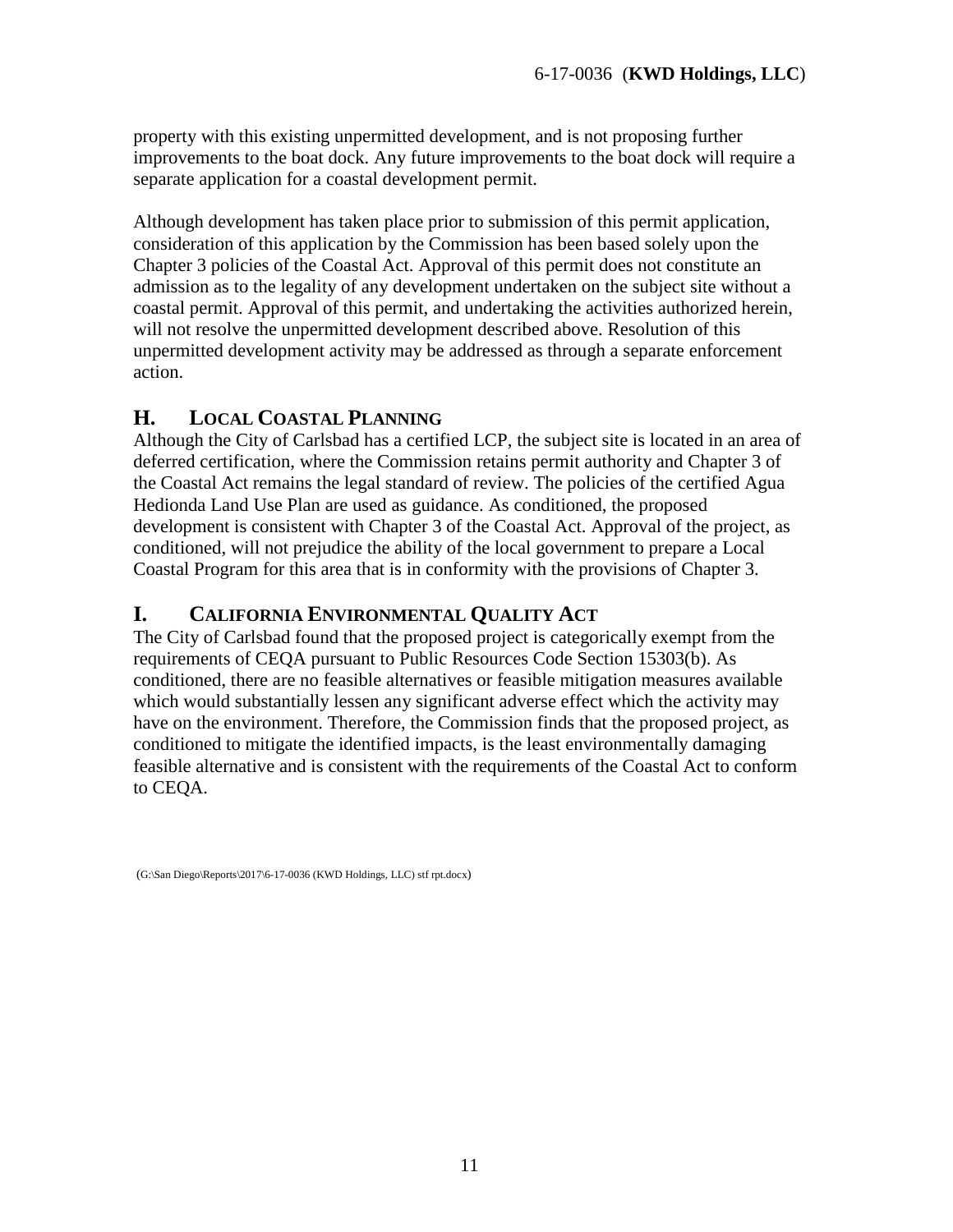property with this existing unpermitted development, and is not proposing further improvements to the boat dock. Any future improvements to the boat dock will require a separate application for a coastal development permit.

Although development has taken place prior to submission of this permit application, consideration of this application by the Commission has been based solely upon the Chapter 3 policies of the Coastal Act. Approval of this permit does not constitute an admission as to the legality of any development undertaken on the subject site without a coastal permit. Approval of this permit, and undertaking the activities authorized herein, will not resolve the unpermitted development described above. Resolution of this unpermitted development activity may be addressed as through a separate enforcement action.

## H. LOCAL COASTAL PLANNING

Although the City of Carlsbad has a certified LCP, the subject site is located in an area of deferred certification, where the Commission retains permit authority and Chapter 3 of the Coastal Act remains the legal standard of review. The policies of the certified Agua Hedionda Land Use Plan are used as guidance. As conditioned, the proposed development is consistent with Chapter 3 of the Coastal Act. Approval of the project, as conditioned, will not prejudice the ability of the local government to prepare a Local Coastal Program for this area that is in conformity with the provisions of Chapter 3.

## I. CALIFORNIA ENVIRONMENTAL QUALITY ACT

The City of Carlsbad found that the proposed project is categorically exempt from the requirements of CEQA pursuant to Public Resources Code Section 15303(b). As conditioned, there are no feasible alternatives or feasible mitigation measures available which would substantially lessen any significant adverse effect which the activity may have on the environment. Therefore, the Commission finds that the proposed project, as conditioned to mitigate the identified impacts, is the least environmentally damaging feasible alternative and is consistent with the requirements of the Coastal Act to conform to CEQA.

(G:\San Diego\Reports\2017\6-17-0036 (KWD Holdings, LLC) stf rpt.docx)